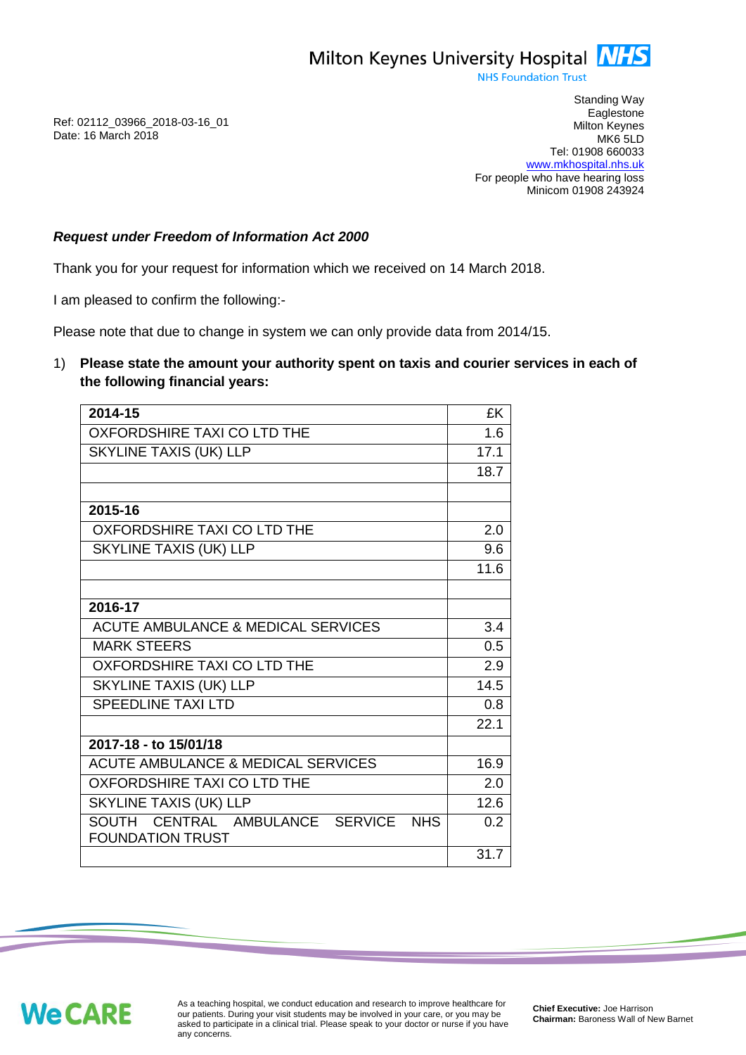Milton Keynes University Hospital NHS
NHS Foundation Trust

Ref: 02112_03966_2018-03-16_01
Date: 16 March 2018

Standing Way
Eaglestone
Milton Keynes
MK6 5LD
Tel: 01908 660033
www.mkhospital.nhs.uk
For people who have hearing loss
Minicom 01908 243924

***Request under Freedom of Information Act 2000***

Thank you for your request for information which we received on 14 March 2018.

I am pleased to confirm the following:-

Please note that due to change in system we can only provide data from 2014/15.

1) **Please state the amount your authority spent on taxis and courier services in each of the following financial years:**

| **2014-15** | £K |
|---|---|
| OXFORDSHIRE TAXI CO LTD THE | 1.6 |
| SKYLINE TAXIS (UK) LLP | 17.1 |
| | 18.7 |
| | |
| **2015-16** | |
| OXFORDSHIRE TAXI CO LTD THE | 2.0 |
| SKYLINE TAXIS (UK) LLP | 9.6 |
| | 11.6 |
| | |
| **2016-17** | |
| ACUTE AMBULANCE & MEDICAL SERVICES | 3.4 |
| MARK STEERS | 0.5 |
| OXFORDSHIRE TAXI CO LTD THE | 2.9 |
| SKYLINE TAXIS (UK) LLP | 14.5 |
| SPEEDLINE TAXI LTD | 0.8 |
| | 22.1 |
| **2017-18 - to 15/01/18** | |
| ACUTE AMBULANCE & MEDICAL SERVICES | 16.9 |
| OXFORDSHIRE TAXI CO LTD THE | 2.0 |
| SKYLINE TAXIS (UK) LLP | 12.6 |
| SOUTH CENTRAL AMBULANCE SERVICE NHS FOUNDATION TRUST | 0.2 |
| | 31.7 |

We CARE

As a teaching hospital, we conduct education and research to improve healthcare for our patients. During your visit students may be involved in your care, or you may be asked to participate in a clinical trial. Please speak to your doctor or nurse if you have any concerns.

**Chief Executive:** Joe Harrison
**Chairman:** Baroness Wall of New Barnet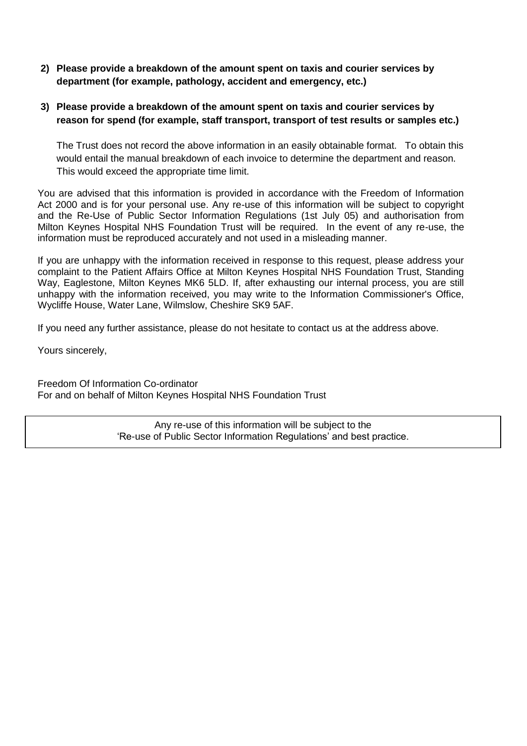2) **Please provide a breakdown of the amount spent on taxis and courier services by department (for example, pathology, accident and emergency, etc.)**

3) **Please provide a breakdown of the amount spent on taxis and courier services by reason for spend (for example, staff transport, transport of test results or samples etc.)**

   The Trust does not record the above information in an easily obtainable format. To obtain this would entail the manual breakdown of each invoice to determine the department and reason. This would exceed the appropriate time limit.

You are advised that this information is provided in accordance with the Freedom of Information Act 2000 and is for your personal use. Any re-use of this information will be subject to copyright and the Re-Use of Public Sector Information Regulations (1st July 05) and authorisation from Milton Keynes Hospital NHS Foundation Trust will be required. In the event of any re-use, the information must be reproduced accurately and not used in a misleading manner.

If you are unhappy with the information received in response to this request, please address your complaint to the Patient Affairs Office at Milton Keynes Hospital NHS Foundation Trust, Standing Way, Eaglestone, Milton Keynes MK6 5LD. If, after exhausting our internal process, you are still unhappy with the information received, you may write to the Information Commissioner's Office, Wycliffe House, Water Lane, Wilmslow, Cheshire SK9 5AF.

If you need any further assistance, please do not hesitate to contact us at the address above.

Yours sincerely,

Freedom Of Information Co-ordinator
For and on behalf of Milton Keynes Hospital NHS Foundation Trust

Any re-use of this information will be subject to the
'Re-use of Public Sector Information Regulations' and best practice.